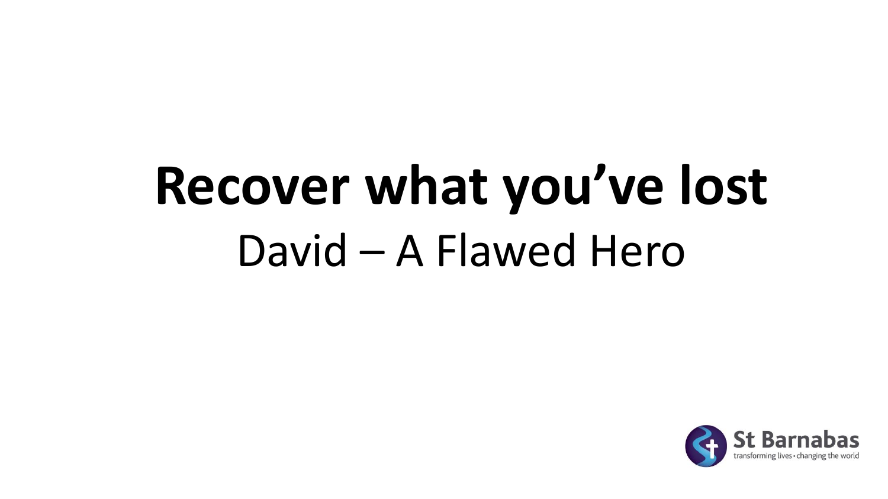# Recover what you've lost

## David – A Flawed Hero

St Barnabas

transforming lives • changing the world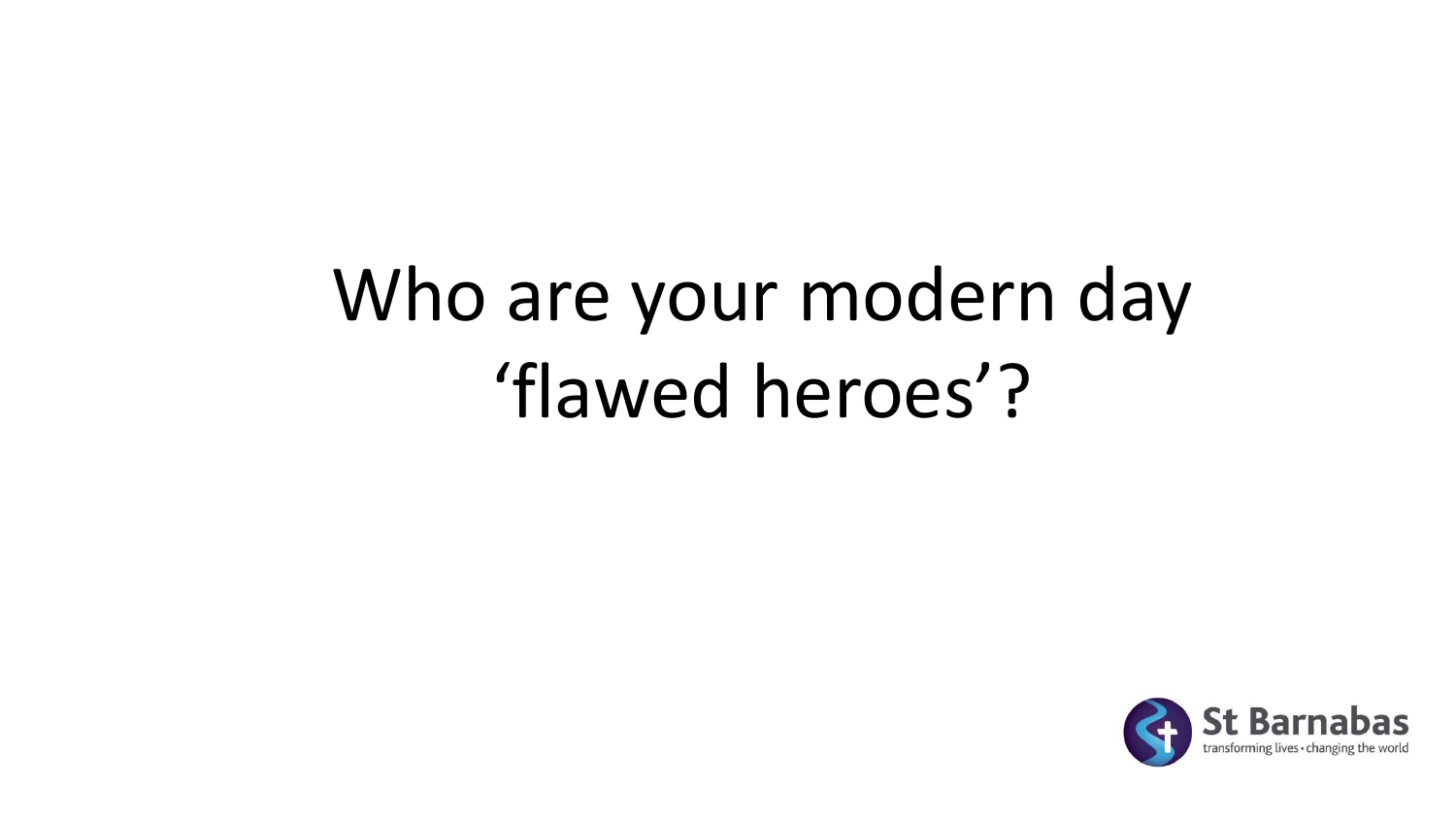# Who are your modern day 'flawed heroes'?

St Barnabas
transforming lives • changing the world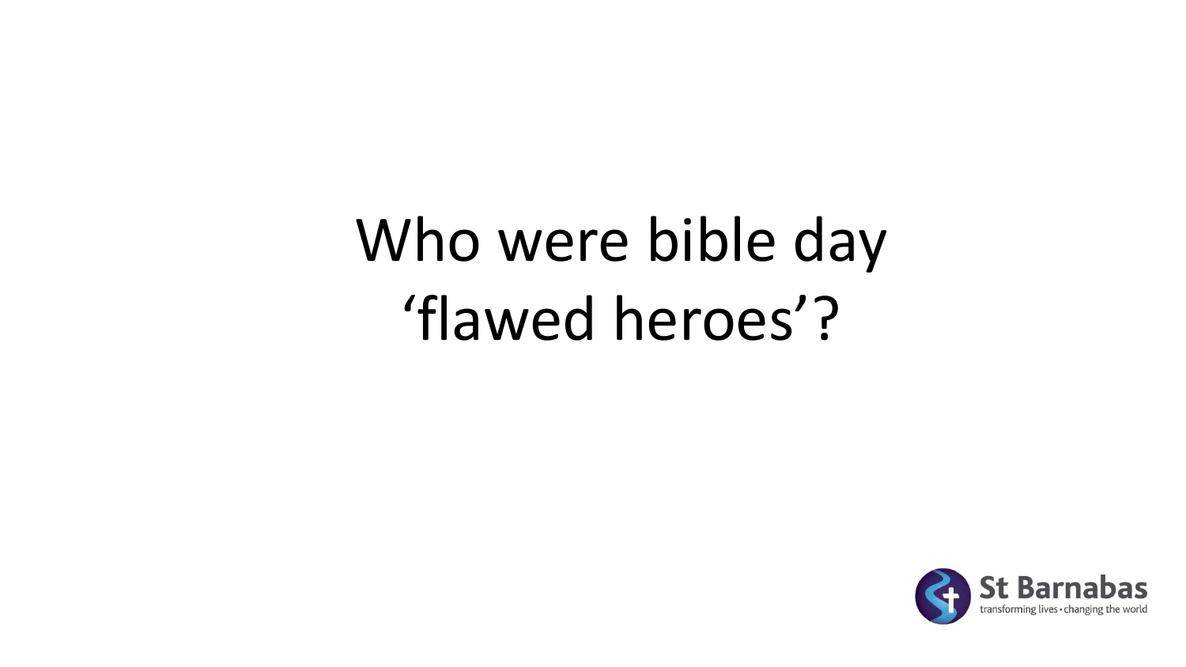# Who were bible day 'flawed heroes'?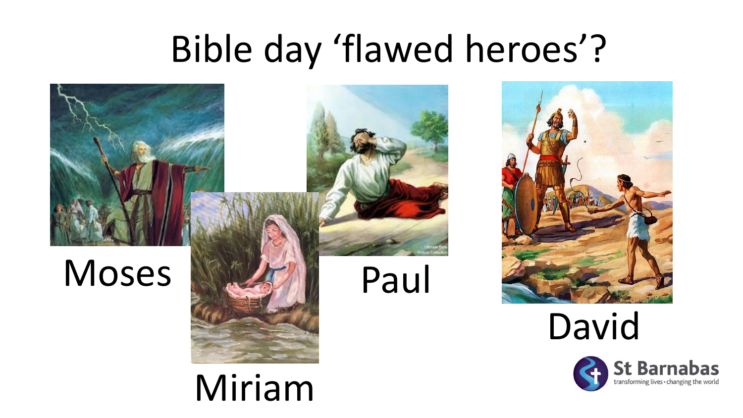# Bible day 'flawed heroes'?

Moses

Miriam

Paul

David

St Barnabas
transforming lives • changing the world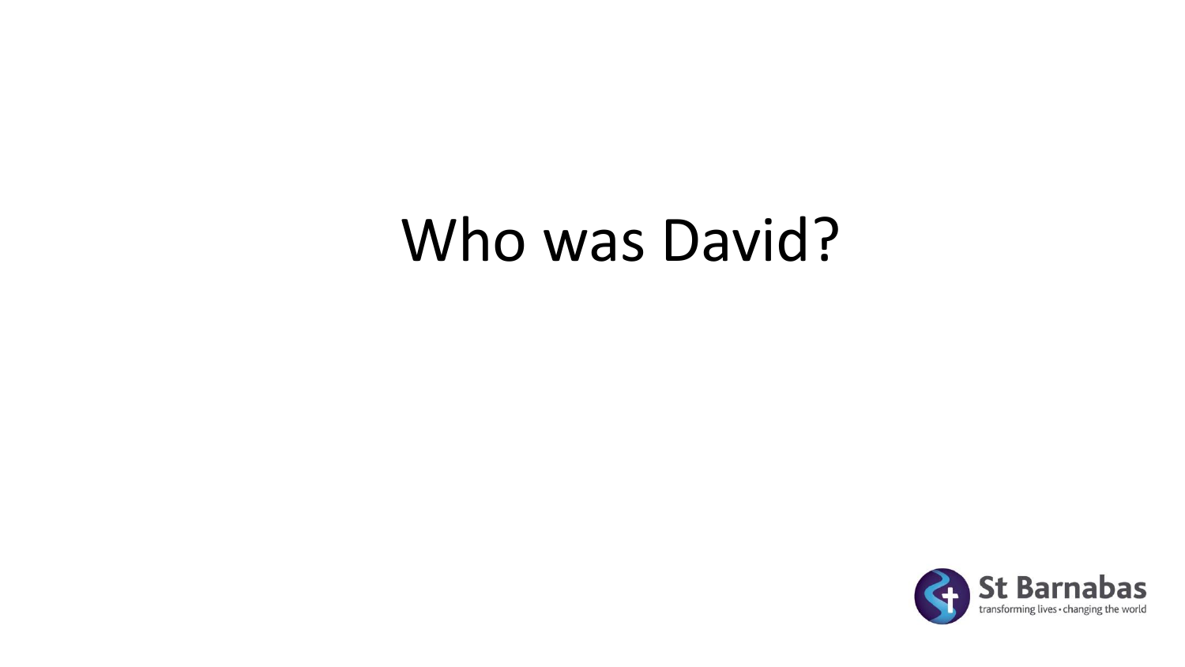# Who was David?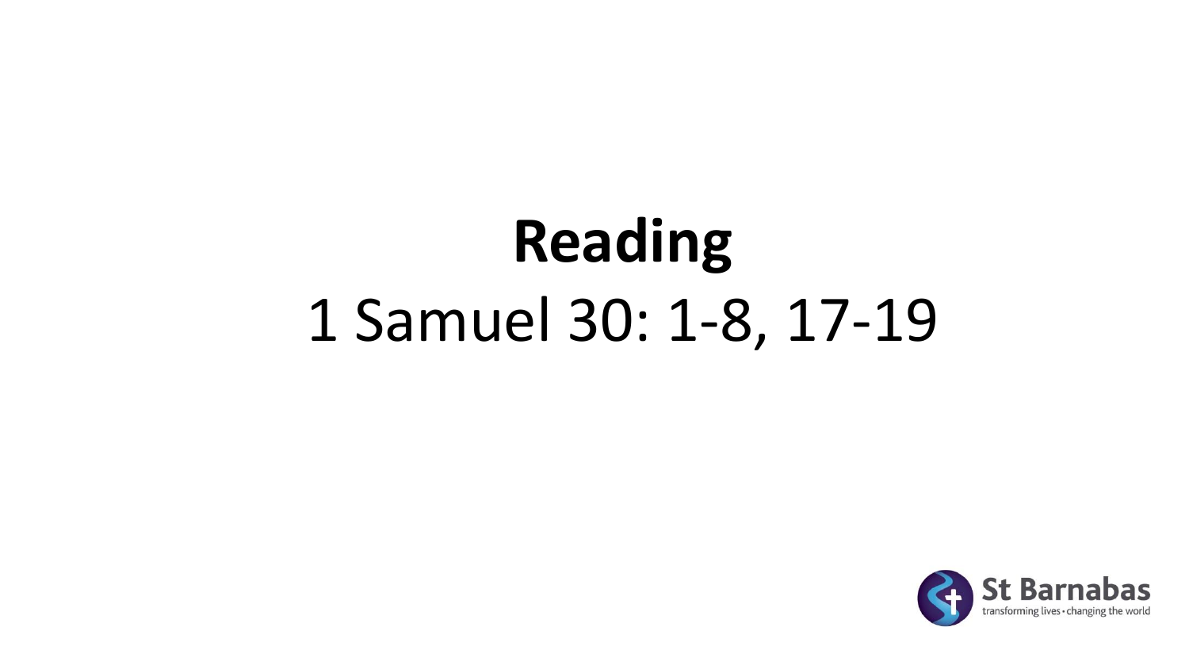# Reading

1 Samuel 30: 1-8, 17-19

St Barnabas
transforming lives • changing the world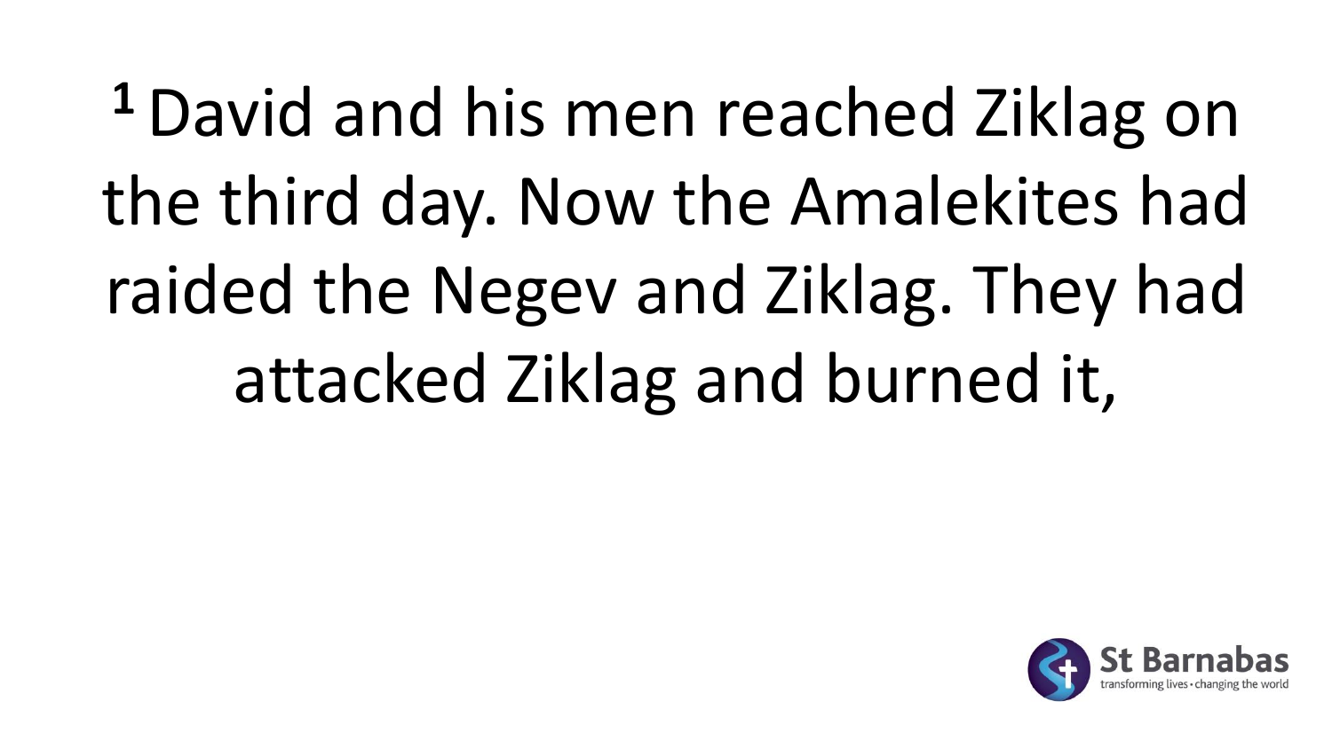[1] David and his men reached Ziklag on the third day. Now the Amalekites had raided the Negev and Ziklag. They had attacked Ziklag and burned it,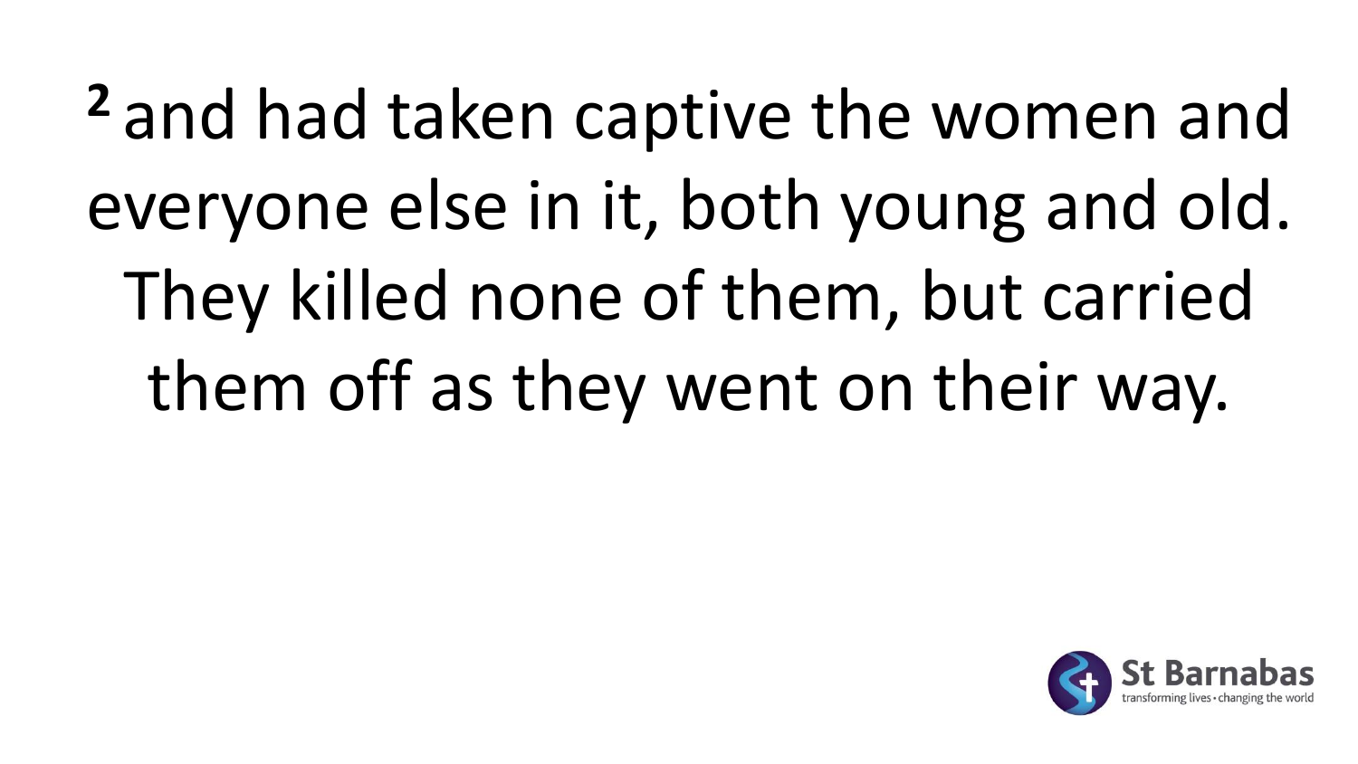[2] and had taken captive the women and everyone else in it, both young and old. They killed none of them, but carried them off as they went on their way.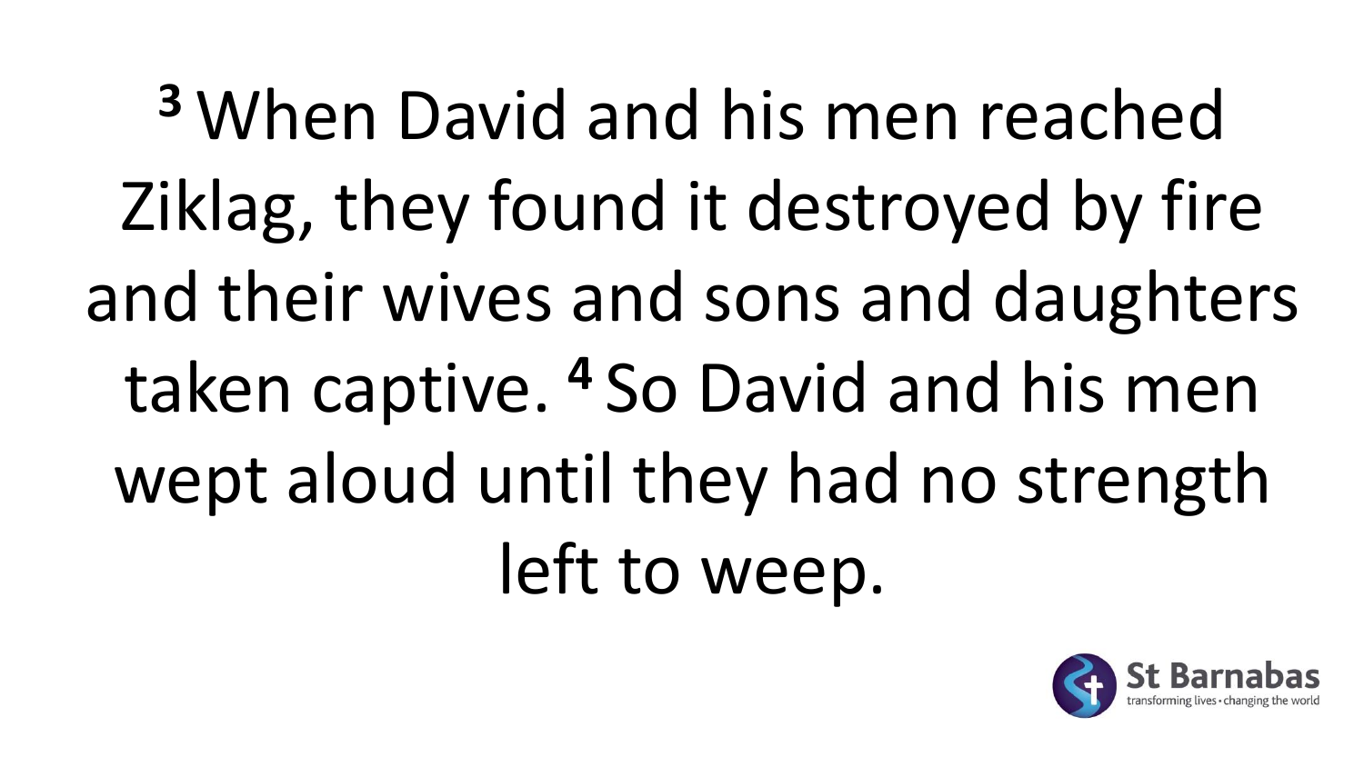[3] When David and his men reached Ziklag, they found it destroyed by fire and their wives and sons and daughters taken captive. [4] So David and his men wept aloud until they had no strength left to weep.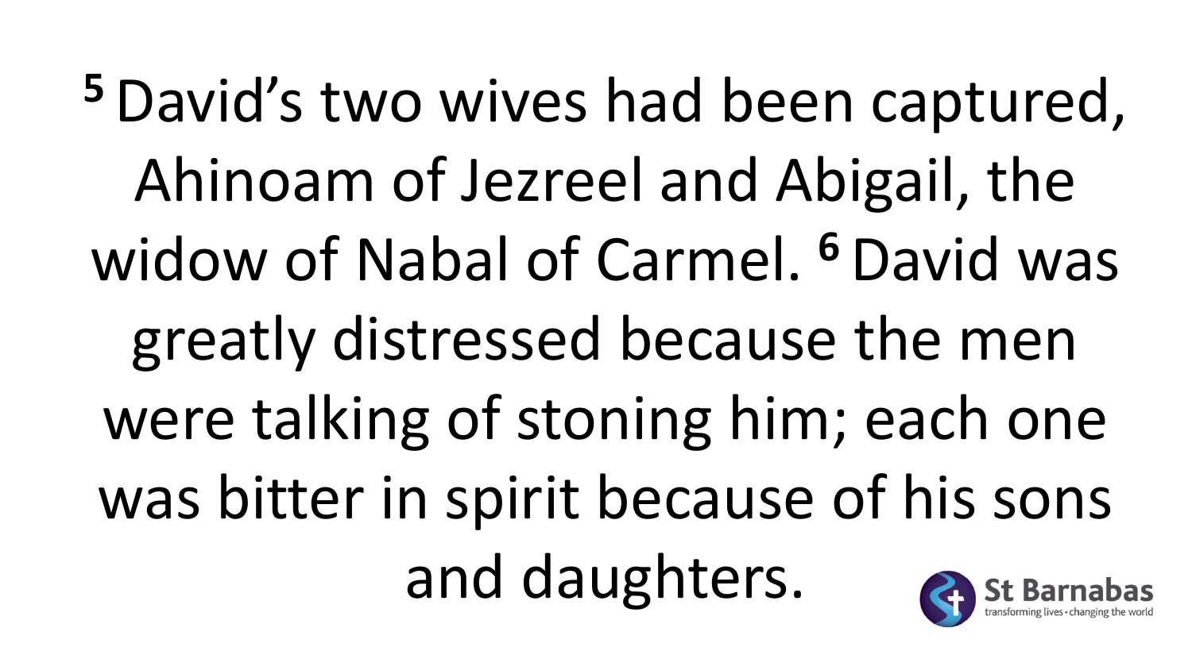[5] David's two wives had been captured, Ahinoam of Jezreel and Abigail, the widow of Nabal of Carmel. [6] David was greatly distressed because the men were talking of stoning him; each one was bitter in spirit because of his sons and daughters.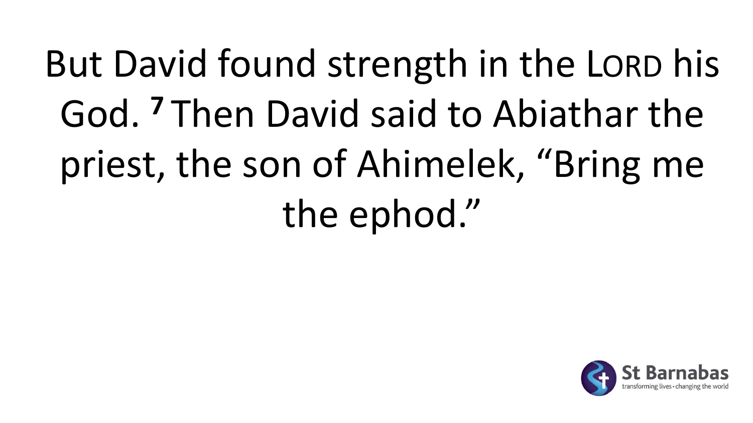But David found strength in the LORD his God. [7] Then David said to Abiathar the priest, the son of Ahimelek, “Bring me the ephod.”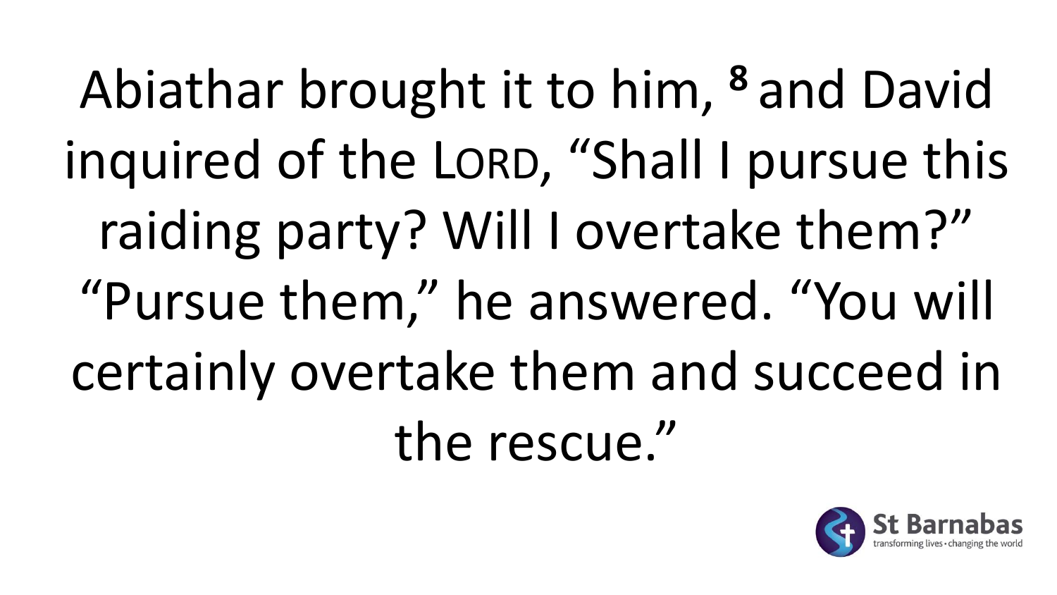Abiathar brought it to him, [8] and David inquired of the LORD, “Shall I pursue this raiding party? Will I overtake them?” “Pursue them,” he answered. “You will certainly overtake them and succeed in the rescue.”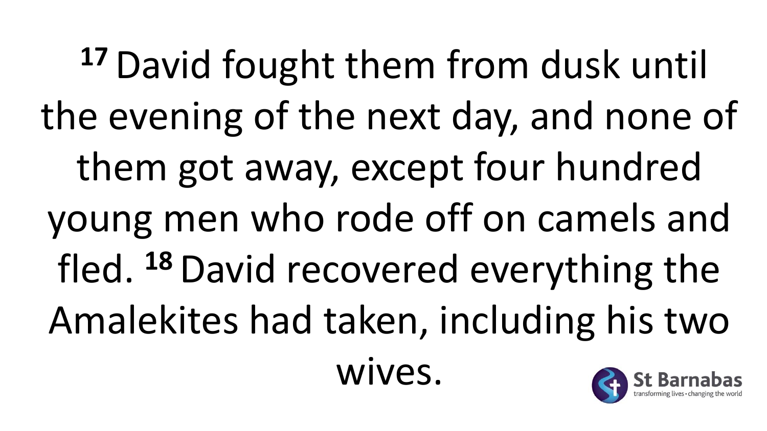[17] David fought them from dusk until the evening of the next day, and none of them got away, except four hundred young men who rode off on camels and fled. [18] David recovered everything the Amalekites had taken, including his two wives.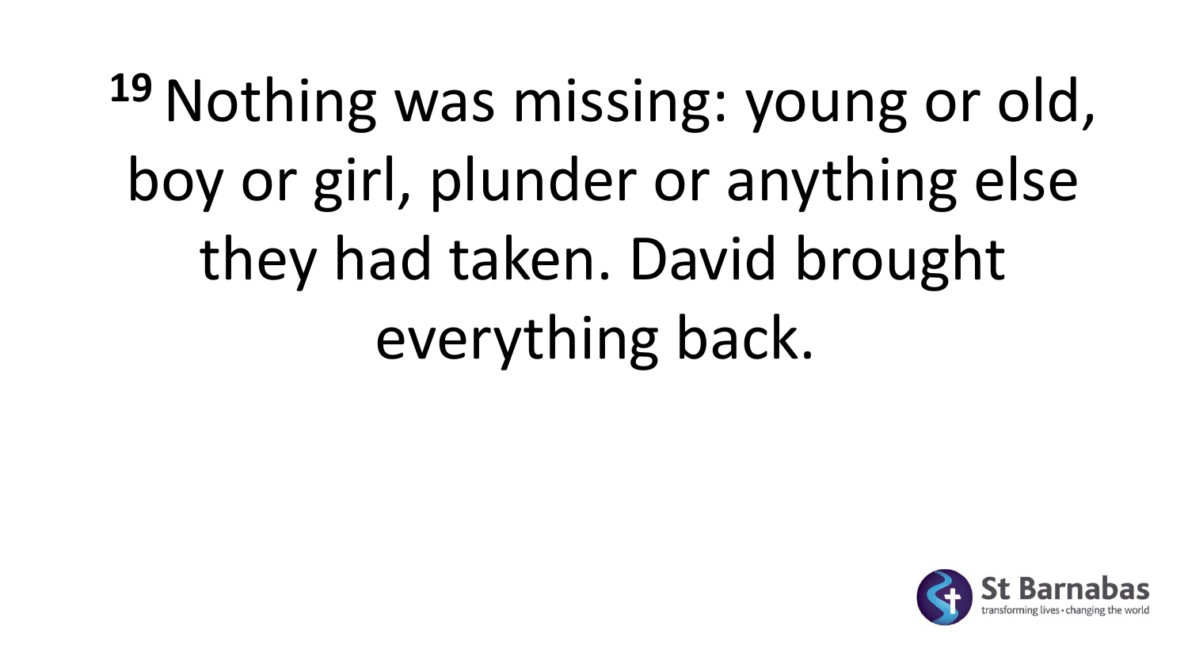[19] Nothing was missing: young or old, boy or girl, plunder or anything else they had taken. David brought everything back.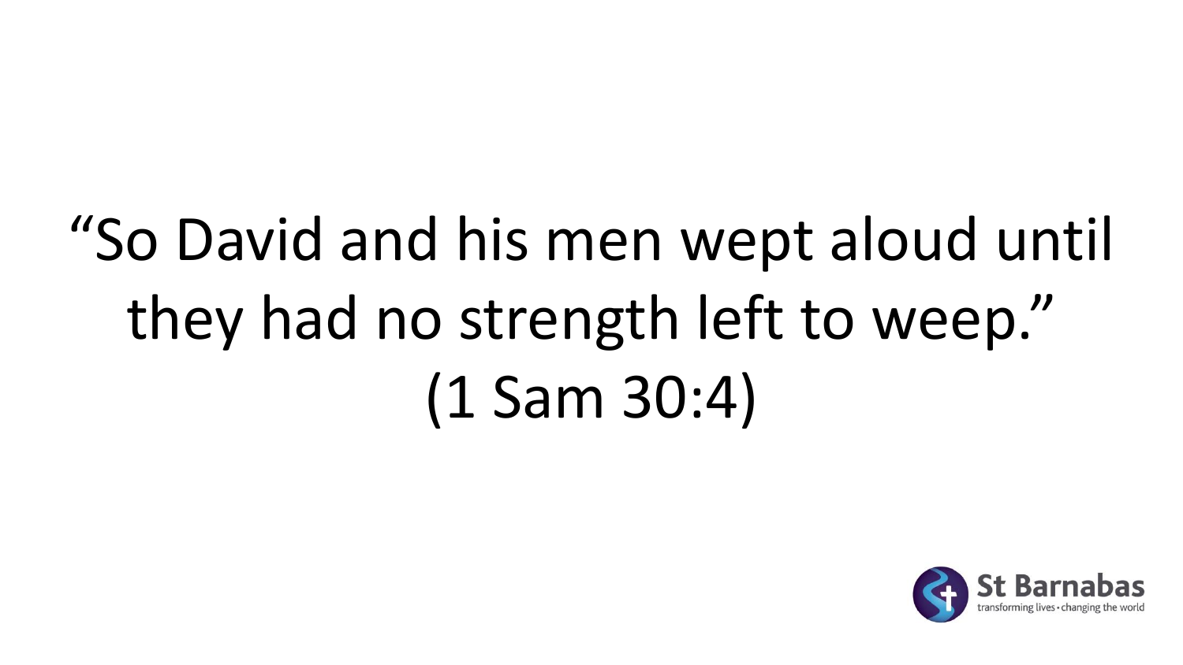"So David and his men wept aloud until they had no strength left to weep."
(1 Sam 30:4)

St Barnabas
transforming lives • changing the world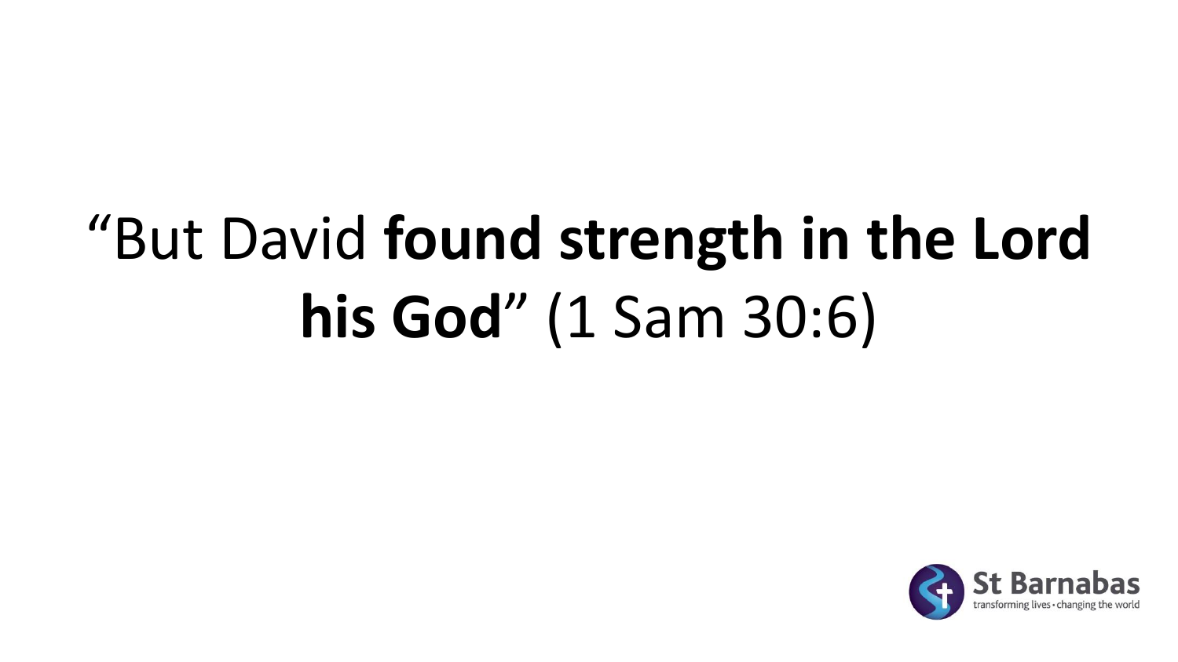"But David **found strength in the Lord his God**" (1 Sam 30:6)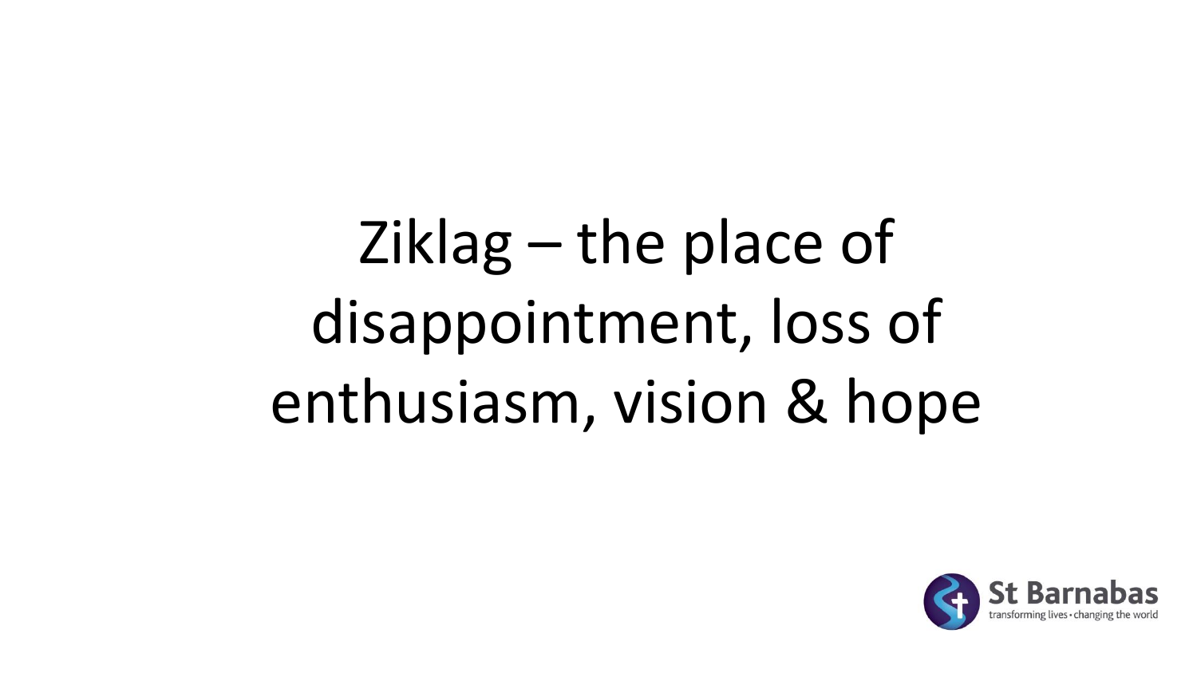# Ziklag – the place of disappointment, loss of enthusiasm, vision & hope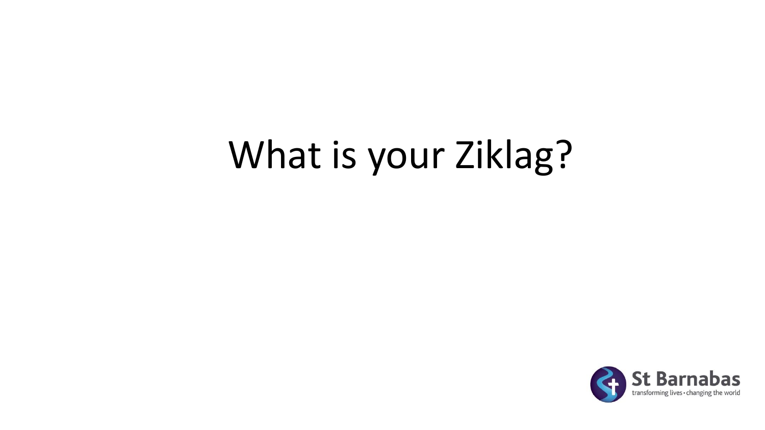# What is your Ziklag?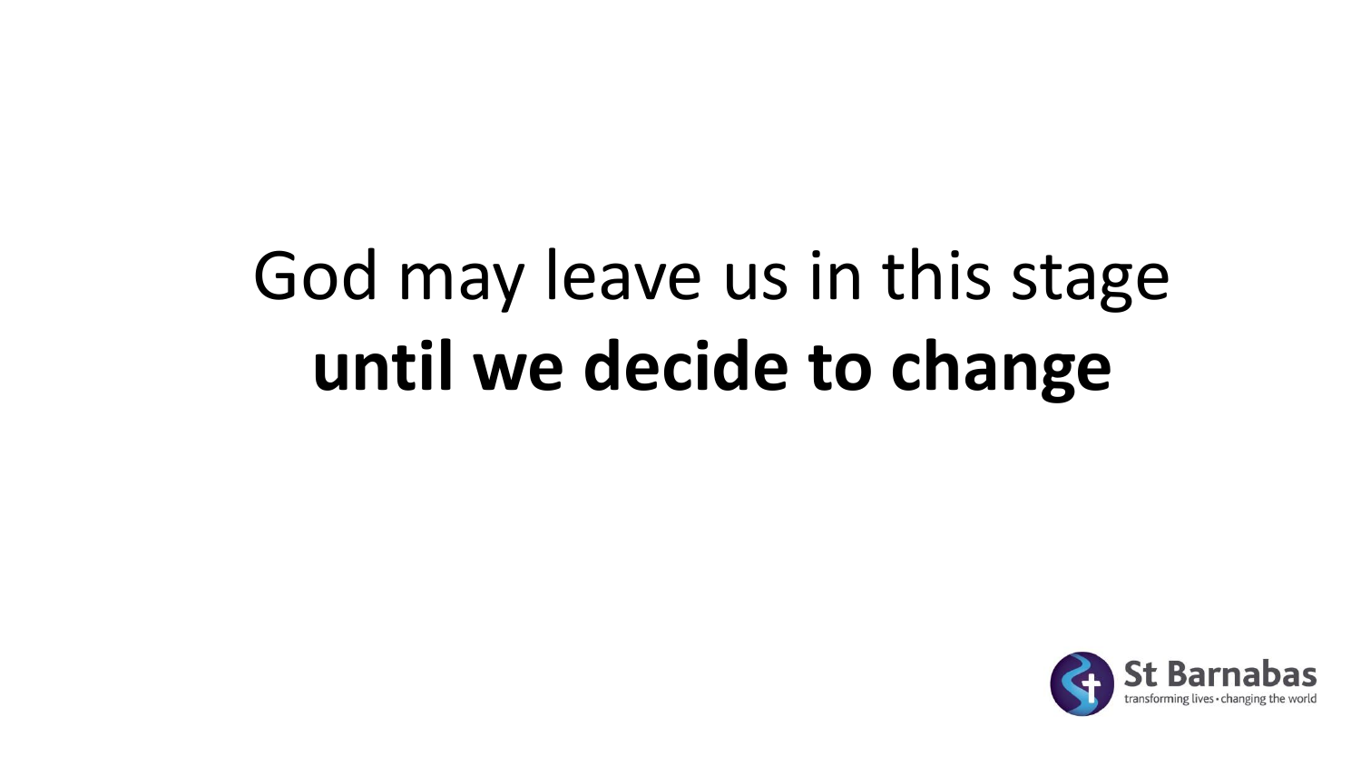God may leave us in this stage
**until we decide to change**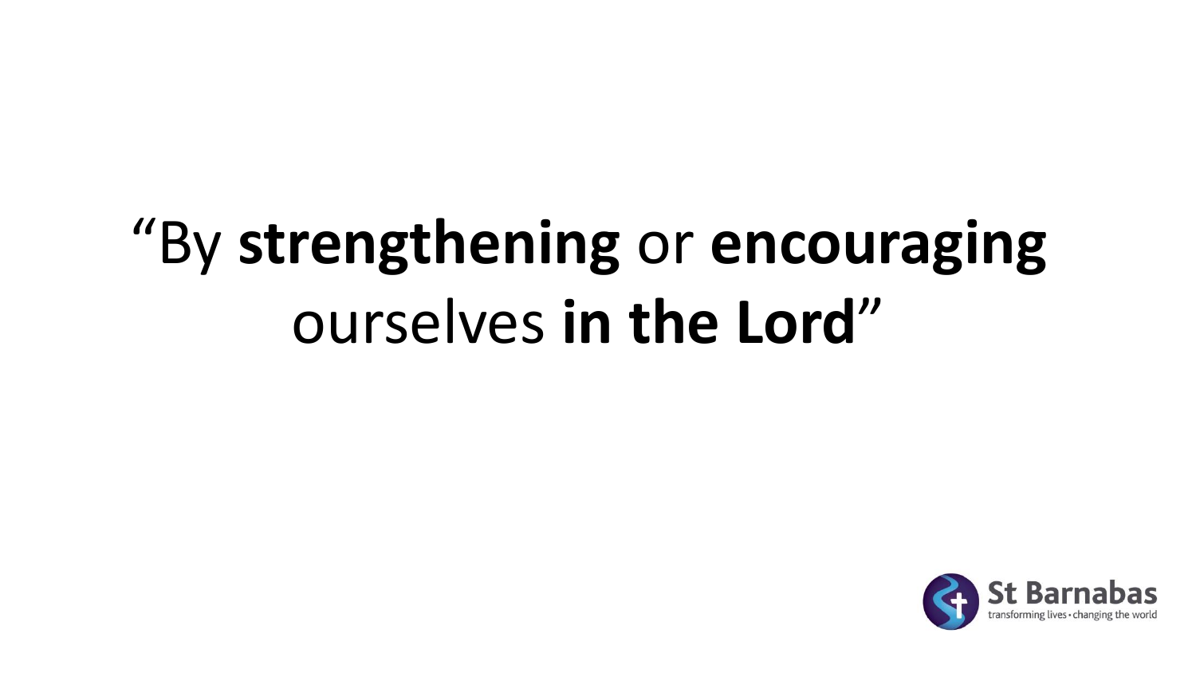"By **strengthening** or **encouraging** ourselves **in the Lord**"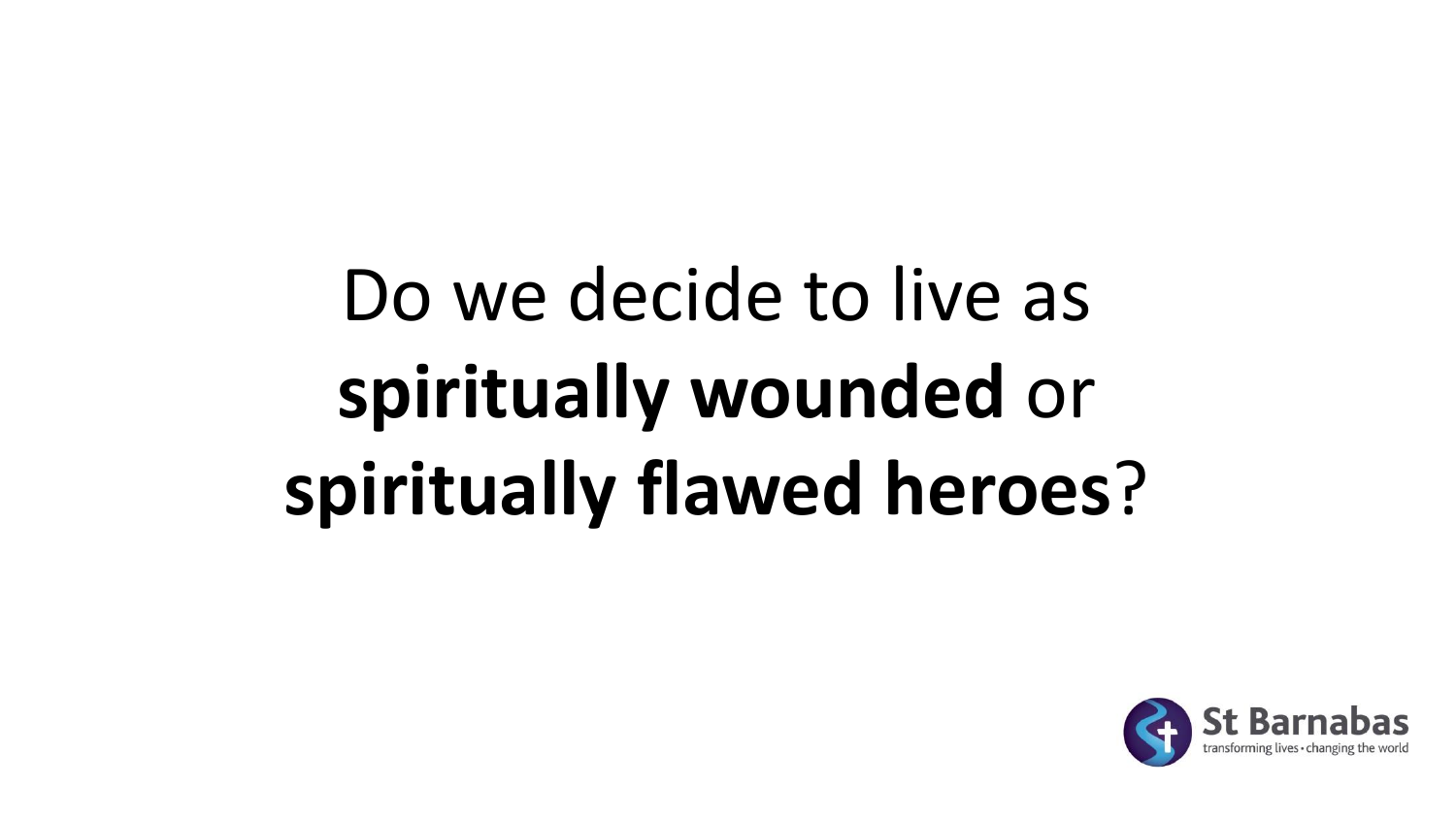Do we decide to live as **spiritually wounded** or **spiritually flawed heroes**?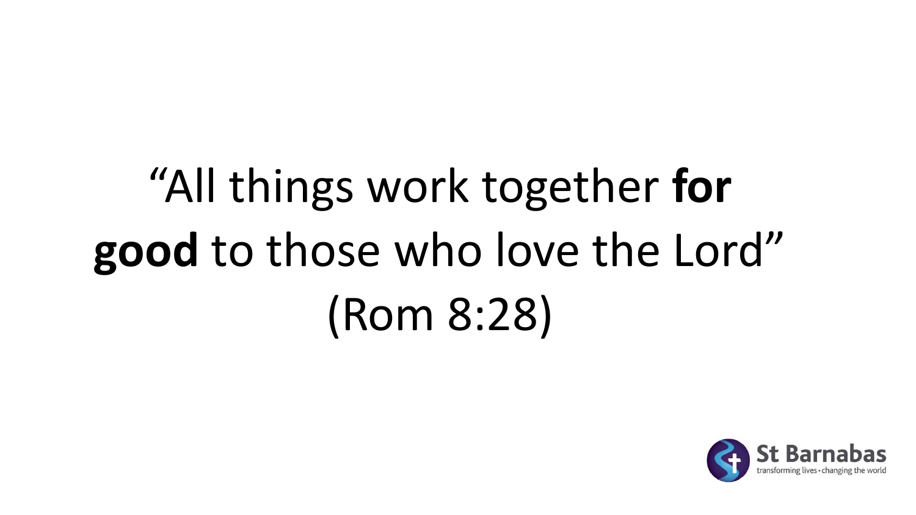“All things work together **for good** to those who love the Lord” (Rom 8:28)

St Barnabas
transforming lives • changing the world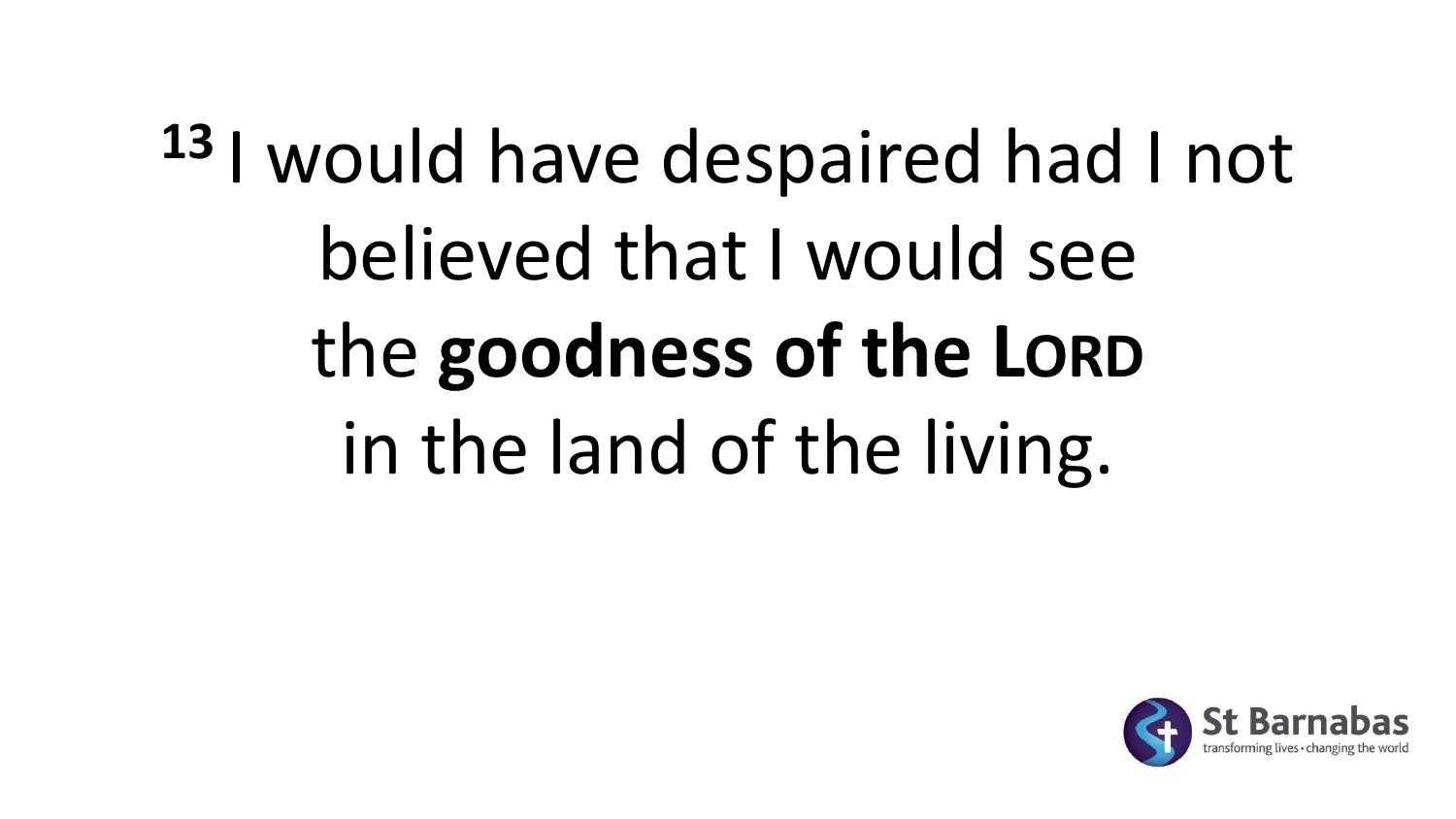[13] I would have despaired had I not believed that I would see the **goodness of the LORD** in the land of the living.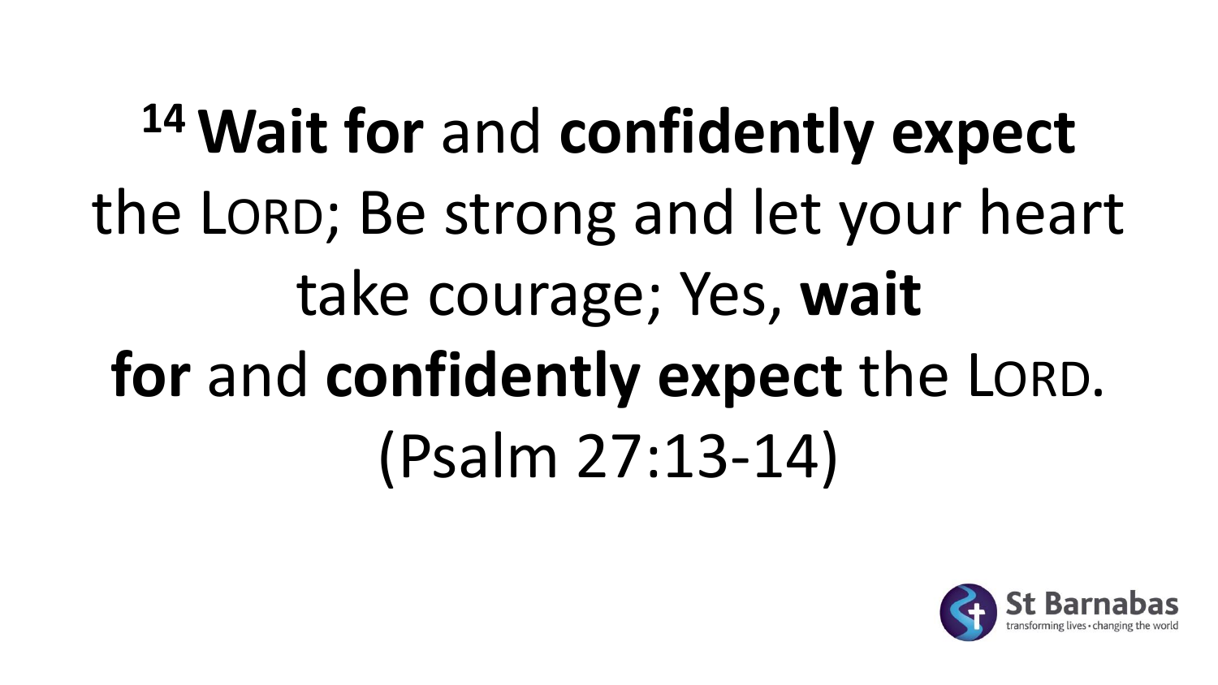[14] **Wait for** and **confidently expect** the LORD; Be strong and let your heart take courage; Yes, **wait for** and **confidently expect** the LORD. (Psalm 27:13-14)

St Barnabas
transforming lives • changing the world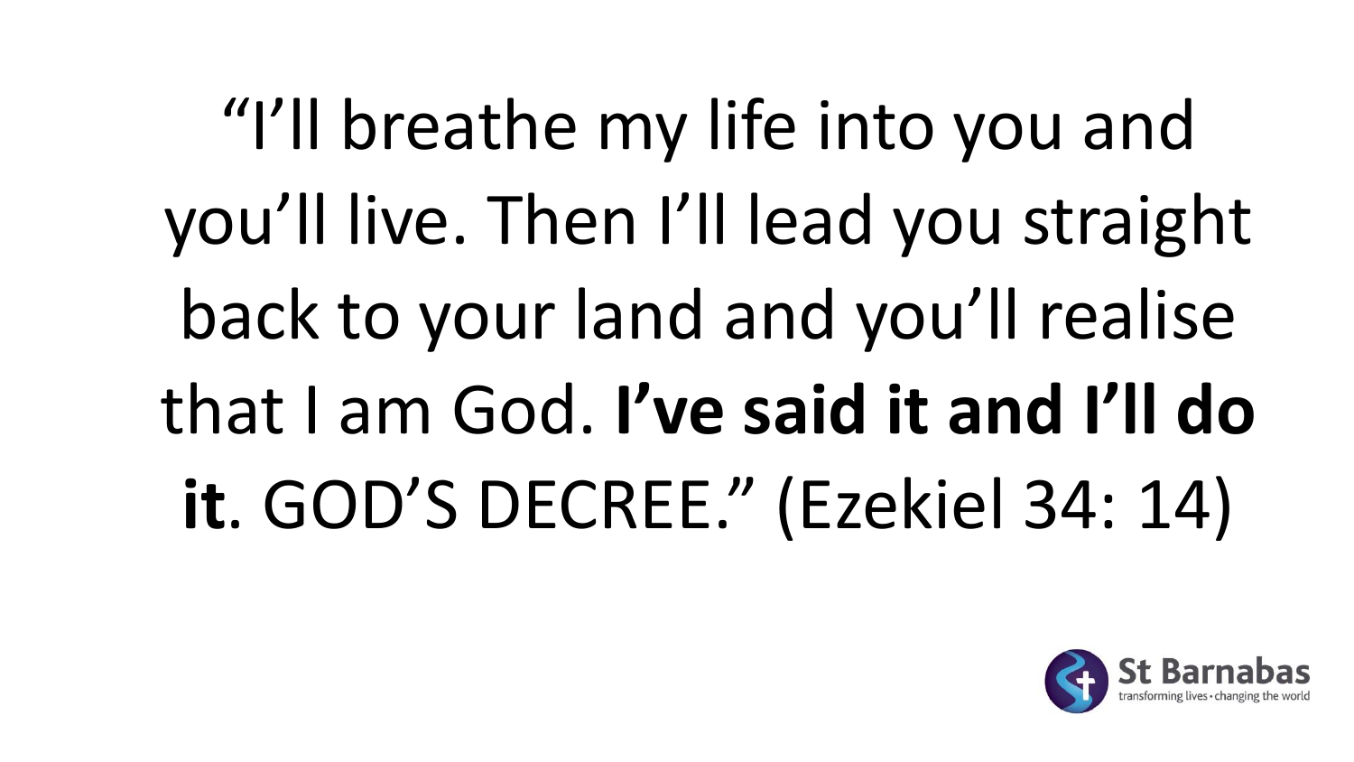"I'll breathe my life into you and you'll live. Then I'll lead you straight back to your land and you'll realise that I am God. **I've said it and I'll do it**. GOD'S DECREE." (Ezekiel 34: 14)

St Barnabas
transforming lives • changing the world